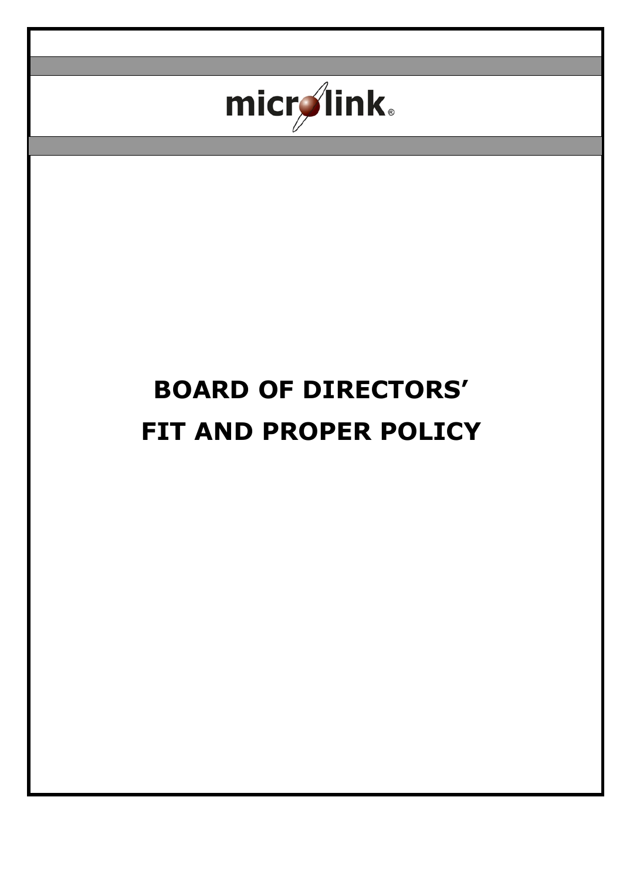microlink®

# BOARD OF DIRECTORS' FIT AND PROPER POLICY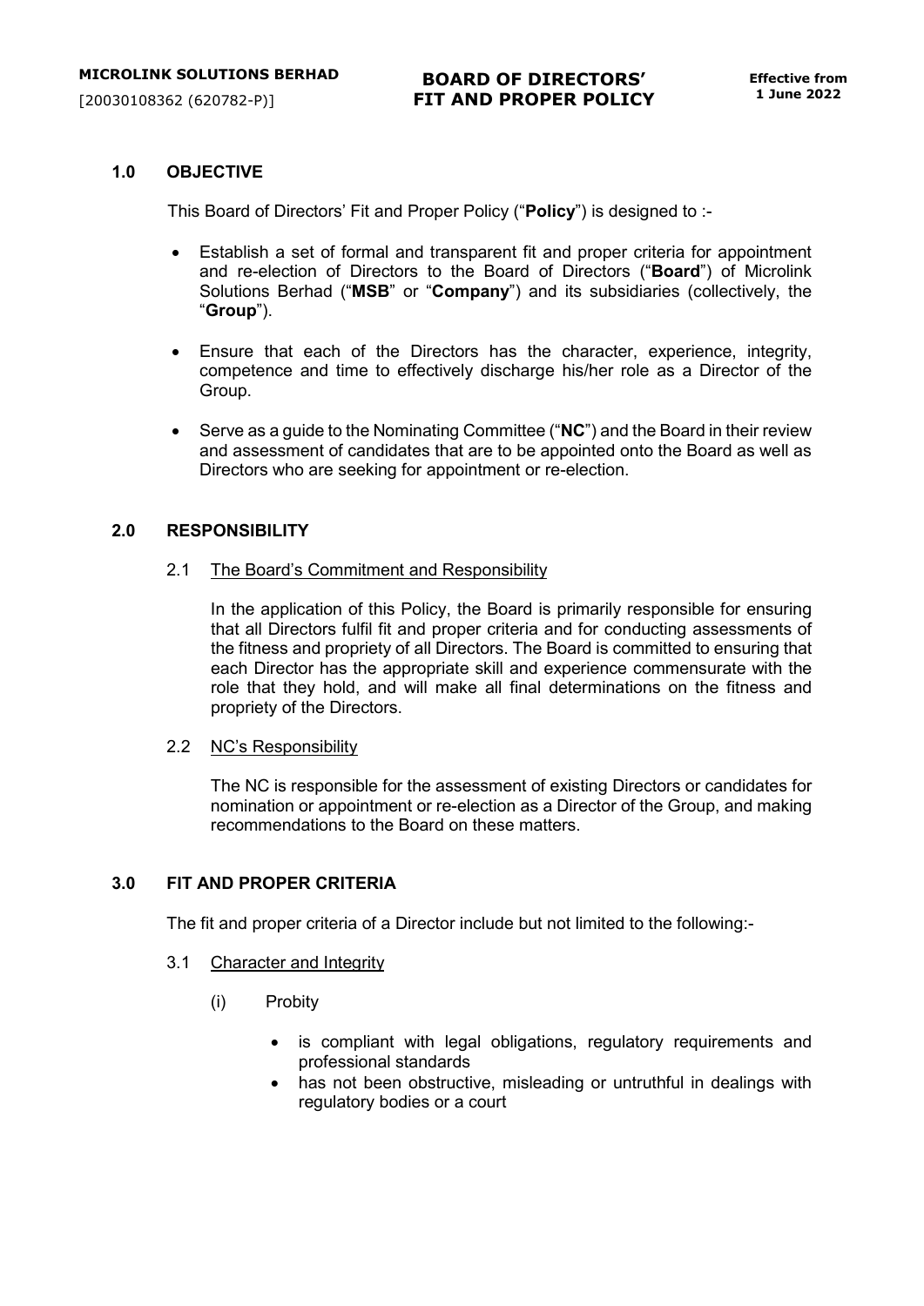## 1.0 OBJECTIVE

This Board of Directors' Fit and Proper Policy ("**Policy**") is designed to :-

- Establish a set of formal and transparent fit and proper criteria for appointment and re-election of Directors to the Board of Directors ("**Board**") of Microlink Solutions Berhad ("**MSB**" or "**Company**") and its subsidiaries (collectively, the "**Group**").
- Ensure that each of the Directors has the character, experience, integrity, competence and time to effectively discharge his/her role as a Director of the Group.
- Serve as a guide to the Nominating Committee ("**NC**") and the Board in their review and assessment of candidates that are to be appointed onto the Board as well as Directors who are seeking for appointment or re-election.

## 2.0 RESPONSIBILITY

### 2.1 The Board's Commitment and Responsibility

In the application of this Policy, the Board is primarily responsible for ensuring that all Directors fulfil fit and proper criteria and for conducting assessments of the fitness and propriety of all Directors. The Board is committed to ensuring that each Director has the appropriate skill and experience commensurate with the role that they hold, and will make all final determinations on the fitness and propriety of the Directors.

### 2.2 NC's Responsibility

The NC is responsible for the assessment of existing Directors or candidates for nomination or appointment or re-election as a Director of the Group, and making recommendations to the Board on these matters.

## 3.0 FIT AND PROPER CRITERIA

The fit and proper criteria of a Director include but not limited to the following:-

### 3.1 Character and Integrity

(i) Probity

- is compliant with legal obligations, regulatory requirements and professional standards
- has not been obstructive, misleading or untruthful in dealings with regulatory bodies or a court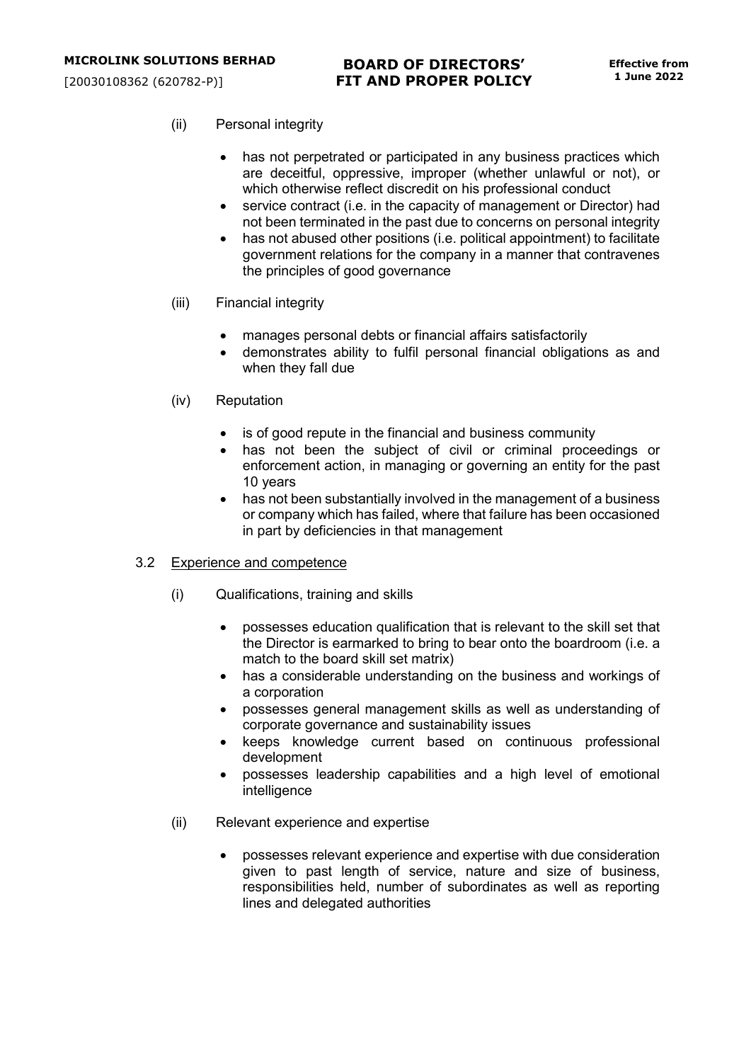(ii) Personal integrity

- has not perpetrated or participated in any business practices which are deceitful, oppressive, improper (whether unlawful or not), or which otherwise reflect discredit on his professional conduct
- service contract (i.e. in the capacity of management or Director) had not been terminated in the past due to concerns on personal integrity
- has not abused other positions (i.e. political appointment) to facilitate government relations for the company in a manner that contravenes the principles of good governance

(iii) Financial integrity

- manages personal debts or financial affairs satisfactorily
- demonstrates ability to fulfil personal financial obligations as and when they fall due

(iv) Reputation

- is of good repute in the financial and business community
- has not been the subject of civil or criminal proceedings or enforcement action, in managing or governing an entity for the past 10 years
- has not been substantially involved in the management of a business or company which has failed, where that failure has been occasioned in part by deficiencies in that management

3.2 <u>Experience and competence</u>

(i) Qualifications, training and skills

- possesses education qualification that is relevant to the skill set that the Director is earmarked to bring to bear onto the boardroom (i.e. a match to the board skill set matrix)
- has a considerable understanding on the business and workings of a corporation
- possesses general management skills as well as understanding of corporate governance and sustainability issues
- keeps knowledge current based on continuous professional development
- possesses leadership capabilities and a high level of emotional intelligence

(ii) Relevant experience and expertise

- possesses relevant experience and expertise with due consideration given to past length of service, nature and size of business, responsibilities held, number of subordinates as well as reporting lines and delegated authorities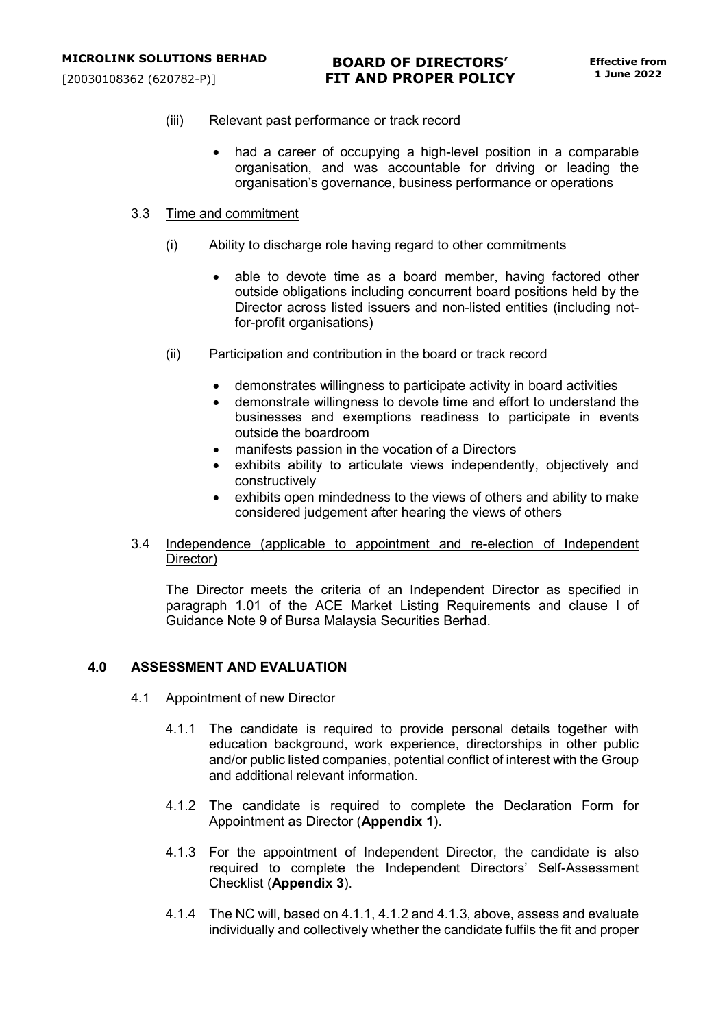(iii) Relevant past performance or track record

- had a career of occupying a high-level position in a comparable organisation, and was accountable for driving or leading the organisation's governance, business performance or operations

3.3 <u>Time and commitment</u>

(i) Ability to discharge role having regard to other commitments

- able to devote time as a board member, having factored other outside obligations including concurrent board positions held by the Director across listed issuers and non-listed entities (including not-for-profit organisations)

(ii) Participation and contribution in the board or track record

- demonstrates willingness to participate activity in board activities
- demonstrate willingness to devote time and effort to understand the businesses and exemptions readiness to participate in events outside the boardroom
- manifests passion in the vocation of a Directors
- exhibits ability to articulate views independently, objectively and constructively
- exhibits open mindedness to the views of others and ability to make considered judgement after hearing the views of others

3.4 <u>Independence (applicable to appointment and re-election of Independent Director)</u>

The Director meets the criteria of an Independent Director as specified in paragraph 1.01 of the ACE Market Listing Requirements and clause I of Guidance Note 9 of Bursa Malaysia Securities Berhad.

## 4.0 ASSESSMENT AND EVALUATION

4.1 <u>Appointment of new Director</u>

4.1.1 The candidate is required to provide personal details together with education background, work experience, directorships in other public and/or public listed companies, potential conflict of interest with the Group and additional relevant information.

4.1.2 The candidate is required to complete the Declaration Form for Appointment as Director (**Appendix 1**).

4.1.3 For the appointment of Independent Director, the candidate is also required to complete the Independent Directors' Self-Assessment Checklist (**Appendix 3**).

4.1.4 The NC will, based on 4.1.1, 4.1.2 and 4.1.3, above, assess and evaluate individually and collectively whether the candidate fulfils the fit and proper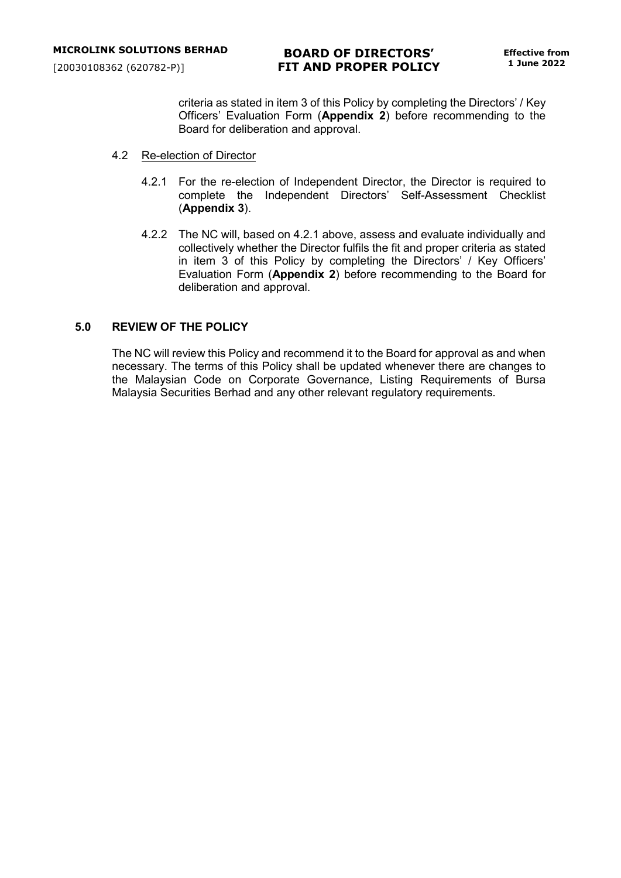criteria as stated in item 3 of this Policy by completing the Directors' / Key Officers' Evaluation Form (**Appendix 2**) before recommending to the Board for deliberation and approval.

4.2 Re-election of Director

4.2.1 For the re-election of Independent Director, the Director is required to complete the Independent Directors' Self-Assessment Checklist (**Appendix 3**).

4.2.2 The NC will, based on 4.2.1 above, assess and evaluate individually and collectively whether the Director fulfils the fit and proper criteria as stated in item 3 of this Policy by completing the Directors' / Key Officers' Evaluation Form (**Appendix 2**) before recommending to the Board for deliberation and approval.

## 5.0 REVIEW OF THE POLICY

The NC will review this Policy and recommend it to the Board for approval as and when necessary. The terms of this Policy shall be updated whenever there are changes to the Malaysian Code on Corporate Governance, Listing Requirements of Bursa Malaysia Securities Berhad and any other relevant regulatory requirements.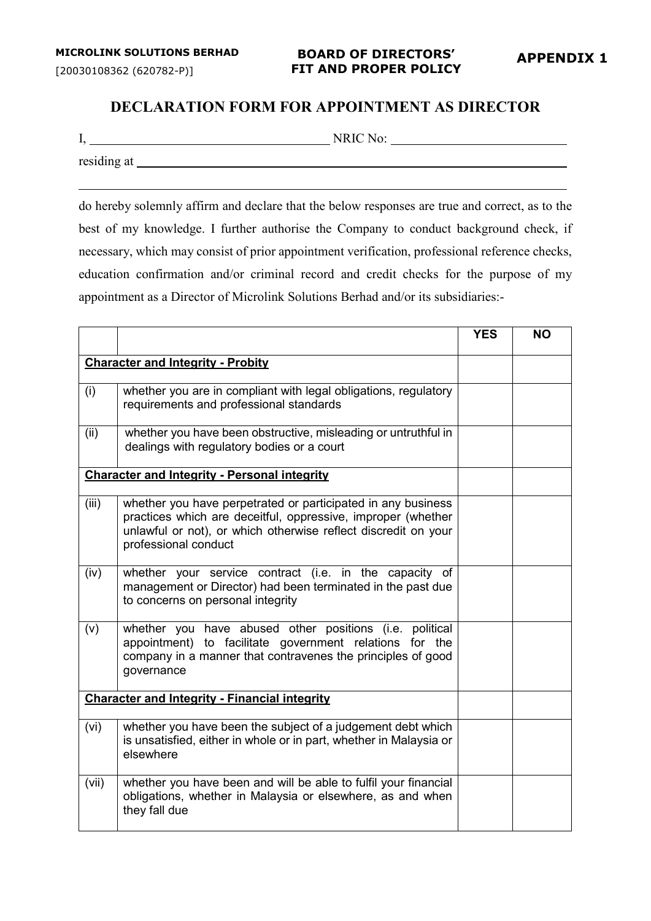**APPENDIX 1**

# DECLARATION FORM FOR APPOINTMENT AS DIRECTOR

I, ____________________________________ NRIC No: ___________________________

residing at ________________________________________________________________

____________________________________________________________________________

do hereby solemnly affirm and declare that the below responses are true and correct, as to the best of my knowledge. I further authorise the Company to conduct background check, if necessary, which may consist of prior appointment verification, professional reference checks, education confirmation and/or criminal record and credit checks for the purpose of my appointment as a Director of Microlink Solutions Berhad and/or its subsidiaries:-

| | | YES | NO |
|---|---|---|---|
| **Character and Integrity - Probity** | | | |
| (i) | whether you are in compliant with legal obligations, regulatory requirements and professional standards | | |
| (ii) | whether you have been obstructive, misleading or untruthful in dealings with regulatory bodies or a court | | |
| **Character and Integrity - Personal integrity** | | | |
| (iii) | whether you have perpetrated or participated in any business practices which are deceitful, oppressive, improper (whether unlawful or not), or which otherwise reflect discredit on your professional conduct | | |
| (iv) | whether your service contract (i.e. in the capacity of management or Director) had been terminated in the past due to concerns on personal integrity | | |
| (v) | whether you have abused other positions (i.e. political appointment) to facilitate government relations for the company in a manner that contravenes the principles of good governance | | |
| **Character and Integrity - Financial integrity** | | | |
| (vi) | whether you have been the subject of a judgement debt which is unsatisfied, either in whole or in part, whether in Malaysia or elsewhere | | |
| (vii) | whether you have been and will be able to fulfil your financial obligations, whether in Malaysia or elsewhere, as and when they fall due | | |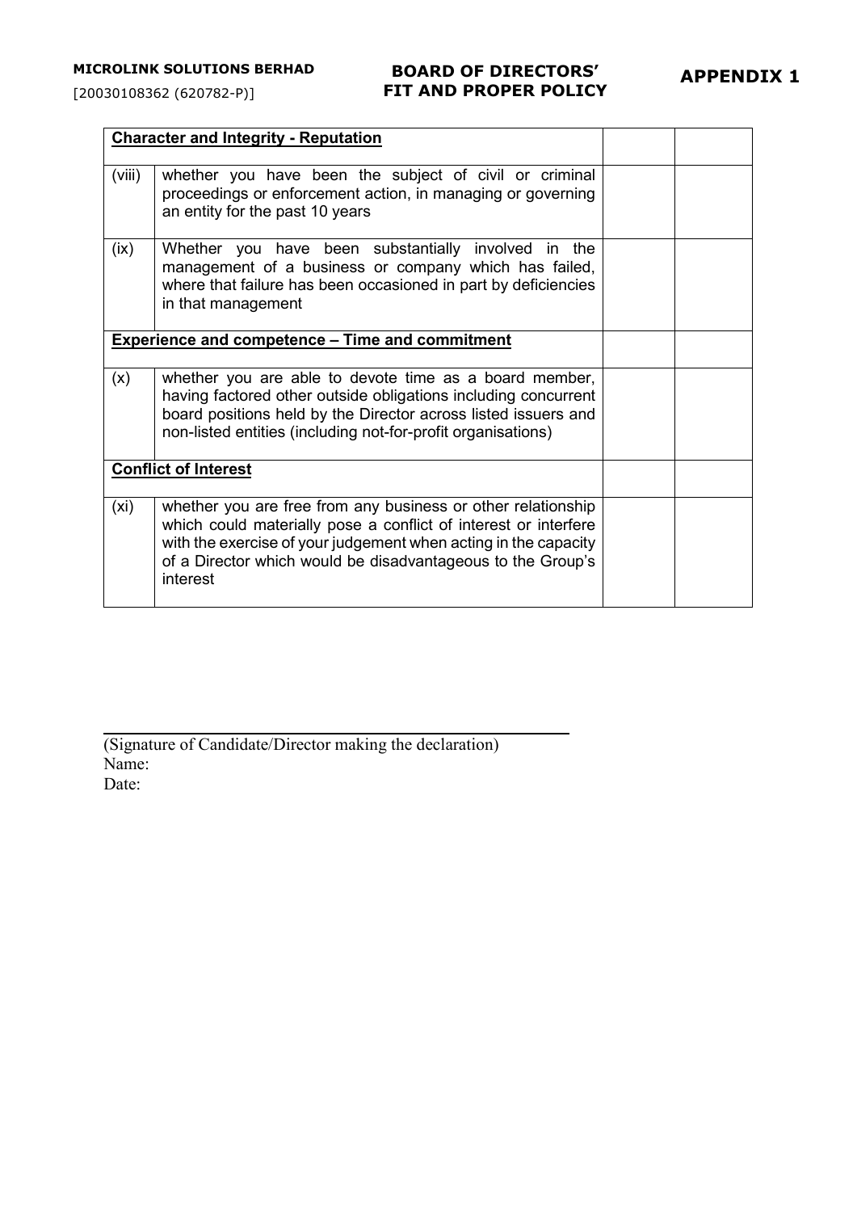| Character and Integrity - Reputation | | | |
|---|---|---|---|
| (viii) | whether you have been the subject of civil or criminal proceedings or enforcement action, in managing or governing an entity for the past 10 years | | |
| (ix) | Whether you have been substantially involved in the management of a business or company which has failed, where that failure has been occasioned in part by deficiencies in that management | | |
| **Experience and competence – Time and commitment** | | | |
| (x) | whether you are able to devote time as a board member, having factored other outside obligations including concurrent board positions held by the Director across listed issuers and non-listed entities (including not-for-profit organisations) | | |
| **Conflict of Interest** | | | |
| (xi) | whether you are free from any business or other relationship which could materially pose a conflict of interest or interfere with the exercise of your judgement when acting in the capacity of a Director which would be disadvantageous to the Group's interest | | |

\_\_\_\_\_\_\_\_\_\_\_\_\_\_\_\_\_\_\_\_\_\_\_\_\_\_\_\_\_\_\_\_\_\_\_\_\_\_\_\_\_\_\_\_

(Signature of Candidate/Director making the declaration)

Name:

Date: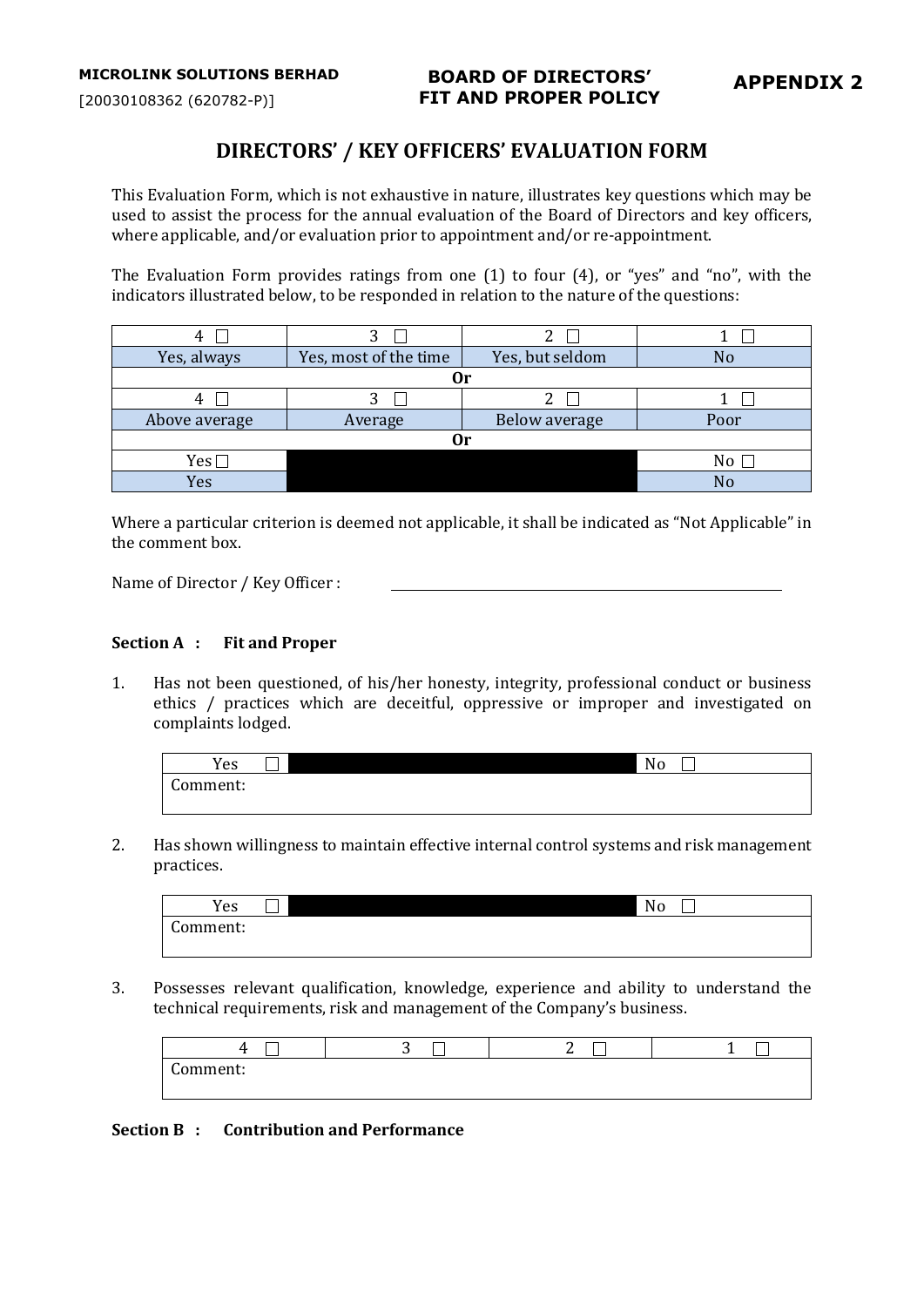MICROLINK SOLUTIONS BERHAD
[20030108362 (620782-P)]

**BOARD OF DIRECTORS' FIT AND PROPER POLICY**

**APPENDIX 2**

# DIRECTORS' / KEY OFFICERS' EVALUATION FORM

This Evaluation Form, which is not exhaustive in nature, illustrates key questions which may be used to assist the process for the annual evaluation of the Board of Directors and key officers, where applicable, and/or evaluation prior to appointment and/or re-appointment.

The Evaluation Form provides ratings from one (1) to four (4), or "yes" and "no", with the indicators illustrated below, to be responded in relation to the nature of the questions:

| 4 ☐ | 3 ☐ | 2 ☐ | 1 ☐ |
|---|---|---|---|
| Yes, always | Yes, most of the time | Yes, but seldom | No |
| **Or** | | | |
| 4 ☐ | 3 ☐ | 2 ☐ | 1 ☐ |
| Above average | Average | Below average | Poor |
| **Or** | | | |
| Yes ☐ | | | No ☐ |
| Yes | | | No |

Where a particular criterion is deemed not applicable, it shall be indicated as "Not Applicable" in the comment box.

Name of Director / Key Officer : ______________________________

### Section A : Fit and Proper

1. Has not been questioned, of his/her honesty, integrity, professional conduct or business ethics / practices which are deceitful, oppressive or improper and investigated on complaints lodged.

| Yes ☐ | | No ☐ |
|---|---|---|
| Comment: | | |

2. Has shown willingness to maintain effective internal control systems and risk management practices.

| Yes ☐ | | No ☐ |
|---|---|---|
| Comment: | | |

3. Possesses relevant qualification, knowledge, experience and ability to understand the technical requirements, risk and management of the Company's business.

| 4 ☐ | 3 ☐ | 2 ☐ | 1 ☐ |
|---|---|---|---|
| Comment: | | | |

### Section B : Contribution and Performance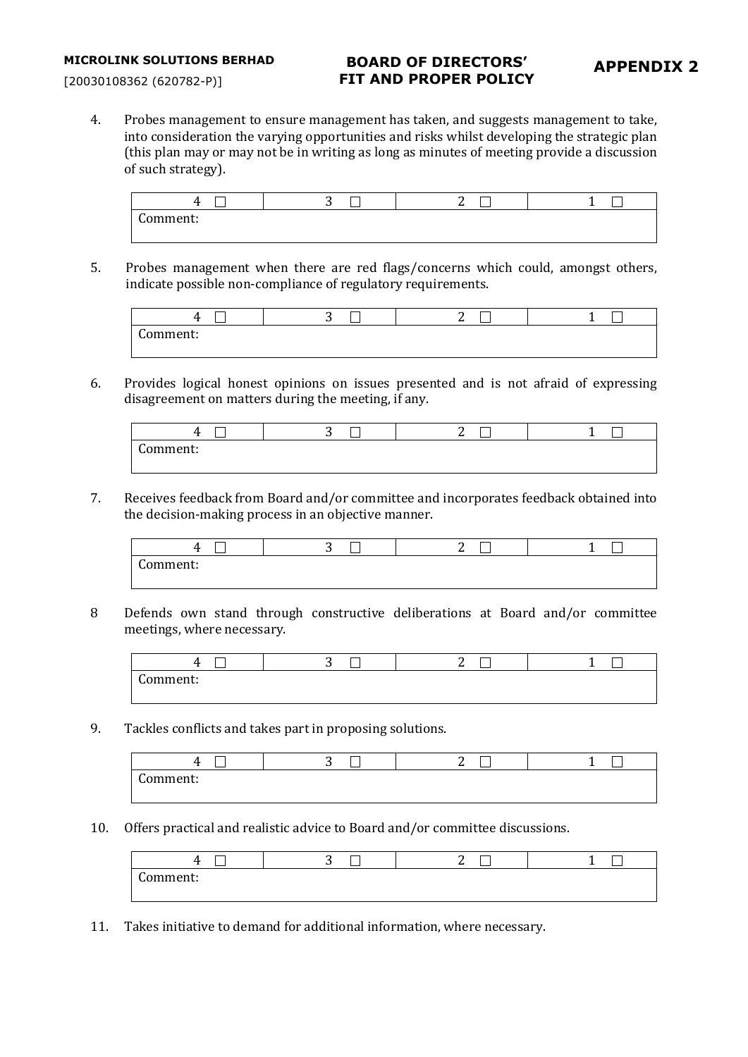4. Probes management to ensure management has taken, and suggests management to take, into consideration the varying opportunities and risks whilst developing the strategic plan (this plan may or may not be in writing as long as minutes of meeting provide a discussion of such strategy).

| 4 ☐ | 3 ☐ | 2 ☐ | 1 ☐ |
|---|---|---|---|
| Comment: | | | |

5. Probes management when there are red flags/concerns which could, amongst others, indicate possible non-compliance of regulatory requirements.

| 4 ☐ | 3 ☐ | 2 ☐ | 1 ☐ |
|---|---|---|---|
| Comment: | | | |

6. Provides logical honest opinions on issues presented and is not afraid of expressing disagreement on matters during the meeting, if any.

| 4 ☐ | 3 ☐ | 2 ☐ | 1 ☐ |
|---|---|---|---|
| Comment: | | | |

7. Receives feedback from Board and/or committee and incorporates feedback obtained into the decision-making process in an objective manner.

| 4 ☐ | 3 ☐ | 2 ☐ | 1 ☐ |
|---|---|---|---|
| Comment: | | | |

8 Defends own stand through constructive deliberations at Board and/or committee meetings, where necessary.

| 4 ☐ | 3 ☐ | 2 ☐ | 1 ☐ |
|---|---|---|---|
| Comment: | | | |

9. Tackles conflicts and takes part in proposing solutions.

| 4 ☐ | 3 ☐ | 2 ☐ | 1 ☐ |
|---|---|---|---|
| Comment: | | | |

10. Offers practical and realistic advice to Board and/or committee discussions.

| 4 ☐ | 3 ☐ | 2 ☐ | 1 ☐ |
|---|---|---|---|
| Comment: | | | |

11. Takes initiative to demand for additional information, where necessary.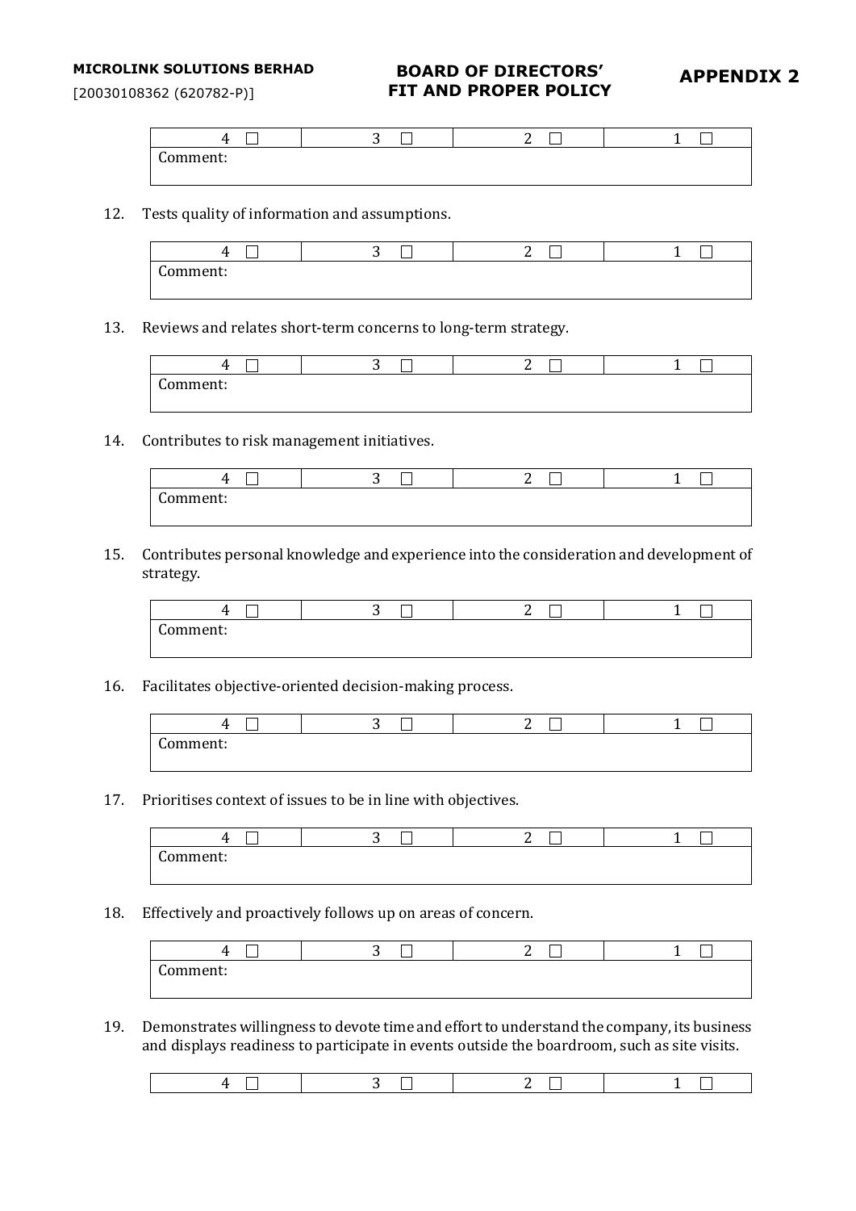| 4 ☐ | 3 ☐ | 2 ☐ | 1 ☐ |
|---|---|---|---|
| Comment: | | | |

12. Tests quality of information and assumptions.

| 4 ☐ | 3 ☐ | 2 ☐ | 1 ☐ |
|---|---|---|---|
| Comment: | | | |

13. Reviews and relates short-term concerns to long-term strategy.

| 4 ☐ | 3 ☐ | 2 ☐ | 1 ☐ |
|---|---|---|---|
| Comment: | | | |

14. Contributes to risk management initiatives.

| 4 ☐ | 3 ☐ | 2 ☐ | 1 ☐ |
|---|---|---|---|
| Comment: | | | |

15. Contributes personal knowledge and experience into the consideration and development of strategy.

| 4 ☐ | 3 ☐ | 2 ☐ | 1 ☐ |
|---|---|---|---|
| Comment: | | | |

16. Facilitates objective-oriented decision-making process.

| 4 ☐ | 3 ☐ | 2 ☐ | 1 ☐ |
|---|---|---|---|
| Comment: | | | |

17. Prioritises context of issues to be in line with objectives.

| 4 ☐ | 3 ☐ | 2 ☐ | 1 ☐ |
|---|---|---|---|
| Comment: | | | |

18. Effectively and proactively follows up on areas of concern.

| 4 ☐ | 3 ☐ | 2 ☐ | 1 ☐ |
|---|---|---|---|
| Comment: | | | |

19. Demonstrates willingness to devote time and effort to understand the company, its business and displays readiness to participate in events outside the boardroom, such as site visits.

| 4 ☐ | 3 ☐ | 2 ☐ | 1 ☐ |
|---|---|---|---|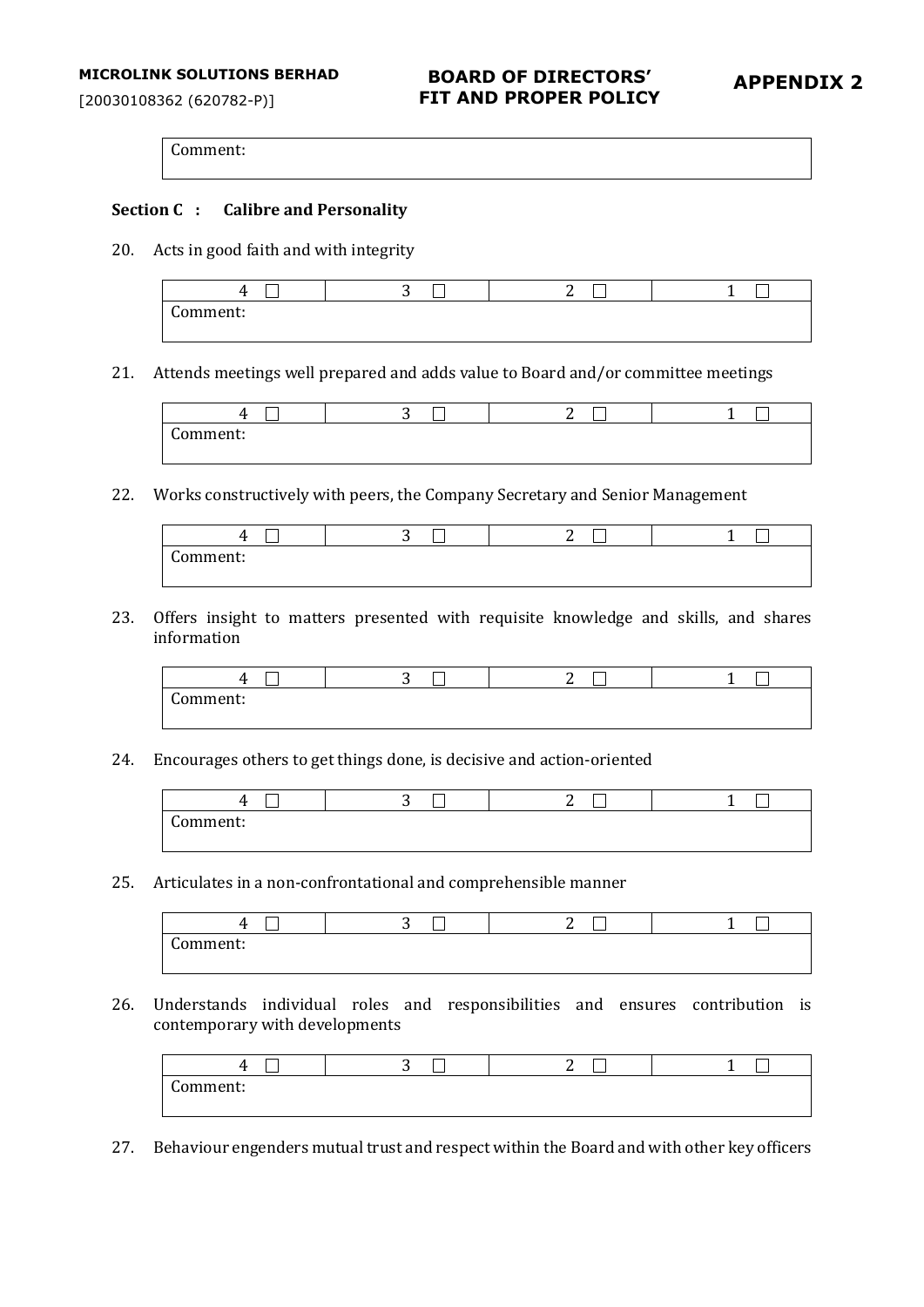| Comment: |
|---|

**Section C : Calibre and Personality**

20. Acts in good faith and with integrity

| 4 ☐ | 3 ☐ | 2 ☐ | 1 ☐ |
|---|---|---|---|
| Comment: | | | |

21. Attends meetings well prepared and adds value to Board and/or committee meetings

| 4 ☐ | 3 ☐ | 2 ☐ | 1 ☐ |
|---|---|---|---|
| Comment: | | | |

22. Works constructively with peers, the Company Secretary and Senior Management

| 4 ☐ | 3 ☐ | 2 ☐ | 1 ☐ |
|---|---|---|---|
| Comment: | | | |

23. Offers insight to matters presented with requisite knowledge and skills, and shares information

| 4 ☐ | 3 ☐ | 2 ☐ | 1 ☐ |
|---|---|---|---|
| Comment: | | | |

24. Encourages others to get things done, is decisive and action-oriented

| 4 ☐ | 3 ☐ | 2 ☐ | 1 ☐ |
|---|---|---|---|
| Comment: | | | |

25. Articulates in a non-confrontational and comprehensible manner

| 4 ☐ | 3 ☐ | 2 ☐ | 1 ☐ |
|---|---|---|---|
| Comment: | | | |

26. Understands individual roles and responsibilities and ensures contribution is contemporary with developments

| 4 ☐ | 3 ☐ | 2 ☐ | 1 ☐ |
|---|---|---|---|
| Comment: | | | |

27. Behaviour engenders mutual trust and respect within the Board and with other key officers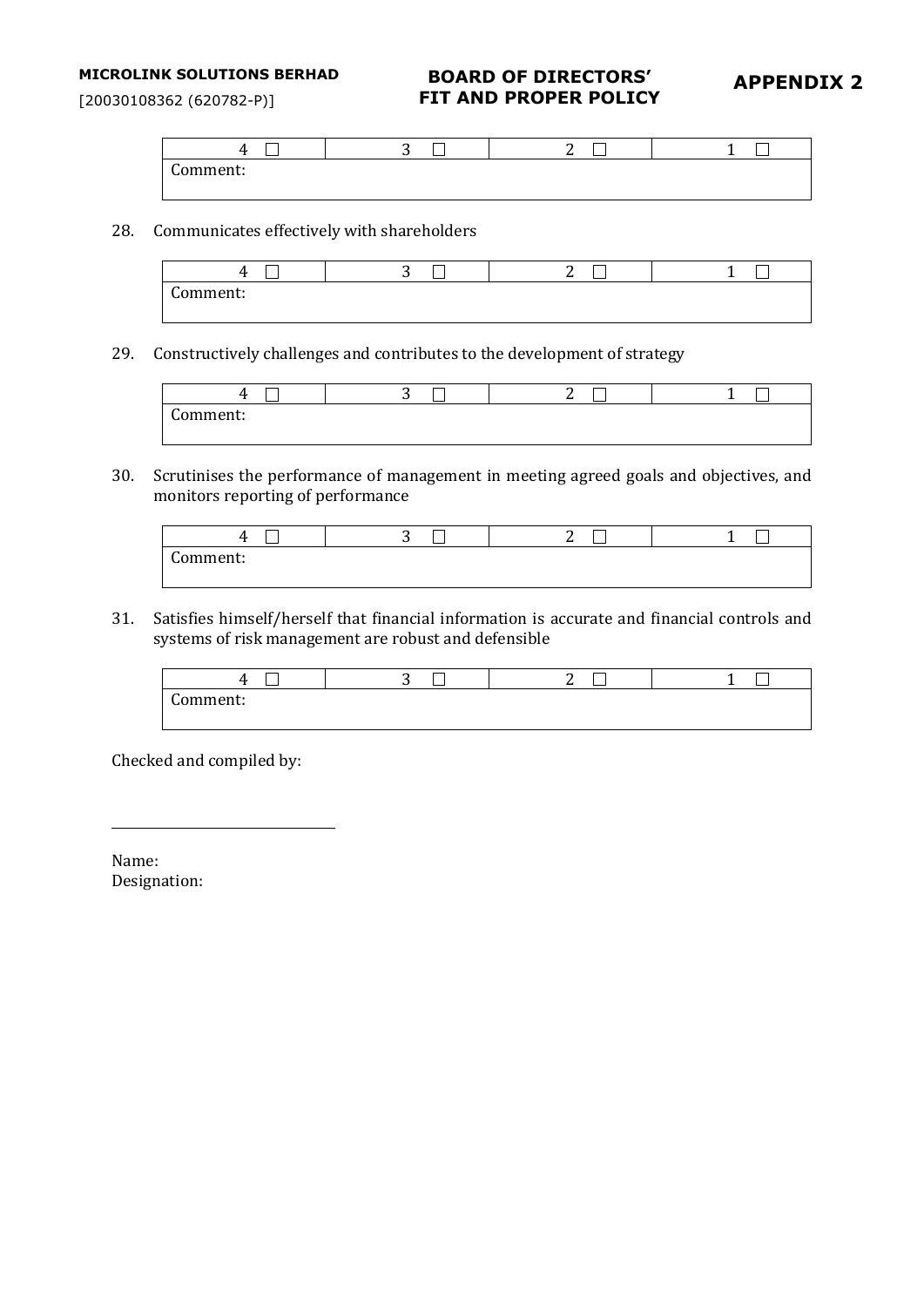| 4 ☐ | 3 ☐ | 2 ☐ | 1 ☐ |
|---|---|---|---|
| Comment: | | | |

28. Communicates effectively with shareholders

| 4 ☐ | 3 ☐ | 2 ☐ | 1 ☐ |
|---|---|---|---|
| Comment: | | | |

29. Constructively challenges and contributes to the development of strategy

| 4 ☐ | 3 ☐ | 2 ☐ | 1 ☐ |
|---|---|---|---|
| Comment: | | | |

30. Scrutinises the performance of management in meeting agreed goals and objectives, and monitors reporting of performance

| 4 ☐ | 3 ☐ | 2 ☐ | 1 ☐ |
|---|---|---|---|
| Comment: | | | |

31. Satisfies himself/herself that financial information is accurate and financial controls and systems of risk management are robust and defensible

| 4 ☐ | 3 ☐ | 2 ☐ | 1 ☐ |
|---|---|---|---|
| Comment: | | | |

Checked and compiled by:

\_\_\_\_\_\_\_\_\_\_\_\_\_\_\_\_\_\_\_\_\_\_\_\_\_\_\_\_\_\_

Name:
Designation: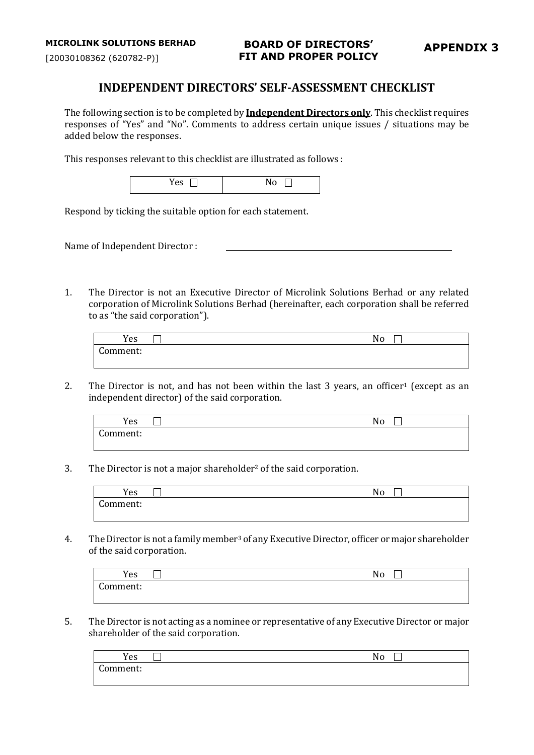# INDEPENDENT DIRECTORS' SELF-ASSESSMENT CHECKLIST

The following section is to be completed by **Independent Directors only**. This checklist requires responses of "Yes" and "No". Comments to address certain unique issues / situations may be added below the responses.

This responses relevant to this checklist are illustrated as follows :

| Yes ☐ | No ☐ |
|---|---|

Respond by ticking the suitable option for each statement.

Name of Independent Director : ______________________________

1. The Director is not an Executive Director of Microlink Solutions Berhad or any related corporation of Microlink Solutions Berhad (hereinafter, each corporation shall be referred to as "the said corporation").

| Yes ☐ | No ☐ |
|---|---|
| Comment: | |

2. The Director is not, and has not been within the last 3 years, an officer[1] (except as an independent director) of the said corporation.

| Yes ☐ | No ☐ |
|---|---|
| Comment: | |

3. The Director is not a major shareholder[2] of the said corporation.

| Yes ☐ | No ☐ |
|---|---|
| Comment: | |

4. The Director is not a family member[3] of any Executive Director, officer or major shareholder of the said corporation.

| Yes ☐ | No ☐ |
|---|---|
| Comment: | |

5. The Director is not acting as a nominee or representative of any Executive Director or major shareholder of the said corporation.

| Yes ☐ | No ☐ |
|---|---|
| Comment: | |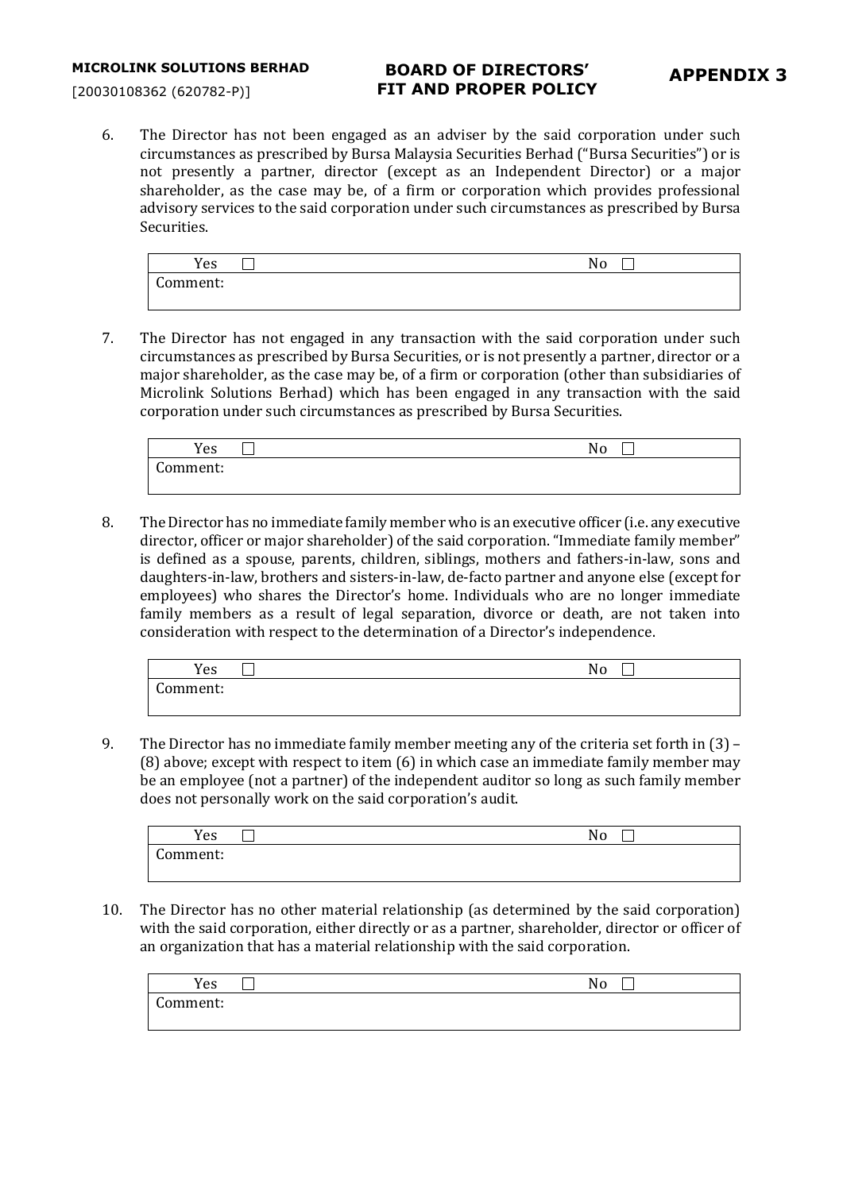6. The Director has not been engaged as an adviser by the said corporation under such circumstances as prescribed by Bursa Malaysia Securities Berhad ("Bursa Securities") or is not presently a partner, director (except as an Independent Director) or a major shareholder, as the case may be, of a firm or corporation which provides professional advisory services to the said corporation under such circumstances as prescribed by Bursa Securities.

| Yes ☐ | No ☐ |
|---|---|
| Comment: | |

7. The Director has not engaged in any transaction with the said corporation under such circumstances as prescribed by Bursa Securities, or is not presently a partner, director or a major shareholder, as the case may be, of a firm or corporation (other than subsidiaries of Microlink Solutions Berhad) which has been engaged in any transaction with the said corporation under such circumstances as prescribed by Bursa Securities.

| Yes ☐ | No ☐ |
|---|---|
| Comment: | |

8. The Director has no immediate family member who is an executive officer (i.e. any executive director, officer or major shareholder) of the said corporation. "Immediate family member" is defined as a spouse, parents, children, siblings, mothers and fathers-in-law, sons and daughters-in-law, brothers and sisters-in-law, de-facto partner and anyone else (except for employees) who shares the Director's home. Individuals who are no longer immediate family members as a result of legal separation, divorce or death, are not taken into consideration with respect to the determination of a Director's independence.

| Yes ☐ | No ☐ |
|---|---|
| Comment: | |

9. The Director has no immediate family member meeting any of the criteria set forth in (3) – (8) above; except with respect to item (6) in which case an immediate family member may be an employee (not a partner) of the independent auditor so long as such family member does not personally work on the said corporation's audit.

| Yes ☐ | No ☐ |
|---|---|
| Comment: | |

10. The Director has no other material relationship (as determined by the said corporation) with the said corporation, either directly or as a partner, shareholder, director or officer of an organization that has a material relationship with the said corporation.

| Yes ☐ | No ☐ |
|---|---|
| Comment: | |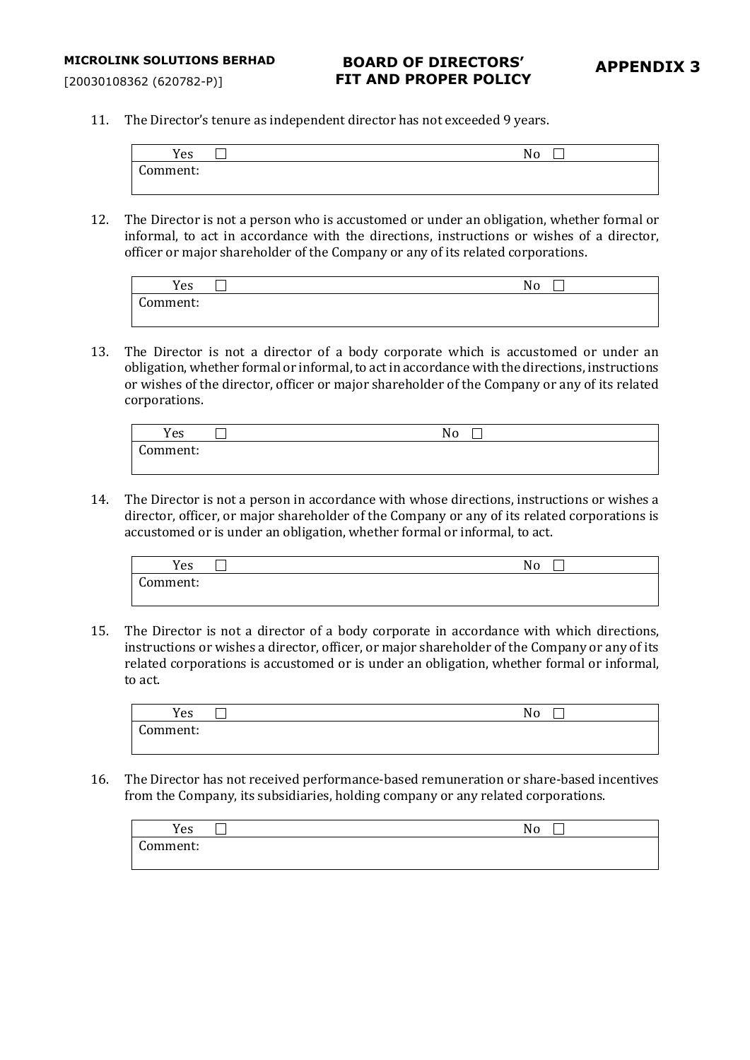11. The Director's tenure as independent director has not exceeded 9 years.

| Yes ☐ | No ☐ |
|---|---|
| Comment: | |

12. The Director is not a person who is accustomed or under an obligation, whether formal or informal, to act in accordance with the directions, instructions or wishes of a director, officer or major shareholder of the Company or any of its related corporations.

| Yes ☐ | No ☐ |
|---|---|
| Comment: | |

13. The Director is not a director of a body corporate which is accustomed or under an obligation, whether formal or informal, to act in accordance with the directions, instructions or wishes of the director, officer or major shareholder of the Company or any of its related corporations.

| Yes ☐ | No ☐ |
|---|---|
| Comment: | |

14. The Director is not a person in accordance with whose directions, instructions or wishes a director, officer, or major shareholder of the Company or any of its related corporations is accustomed or is under an obligation, whether formal or informal, to act.

| Yes ☐ | No ☐ |
|---|---|
| Comment: | |

15. The Director is not a director of a body corporate in accordance with which directions, instructions or wishes a director, officer, or major shareholder of the Company or any of its related corporations is accustomed or is under an obligation, whether formal or informal, to act.

| Yes ☐ | No ☐ |
|---|---|
| Comment: | |

16. The Director has not received performance-based remuneration or share-based incentives from the Company, its subsidiaries, holding company or any related corporations.

| Yes ☐ | No ☐ |
|---|---|
| Comment: | |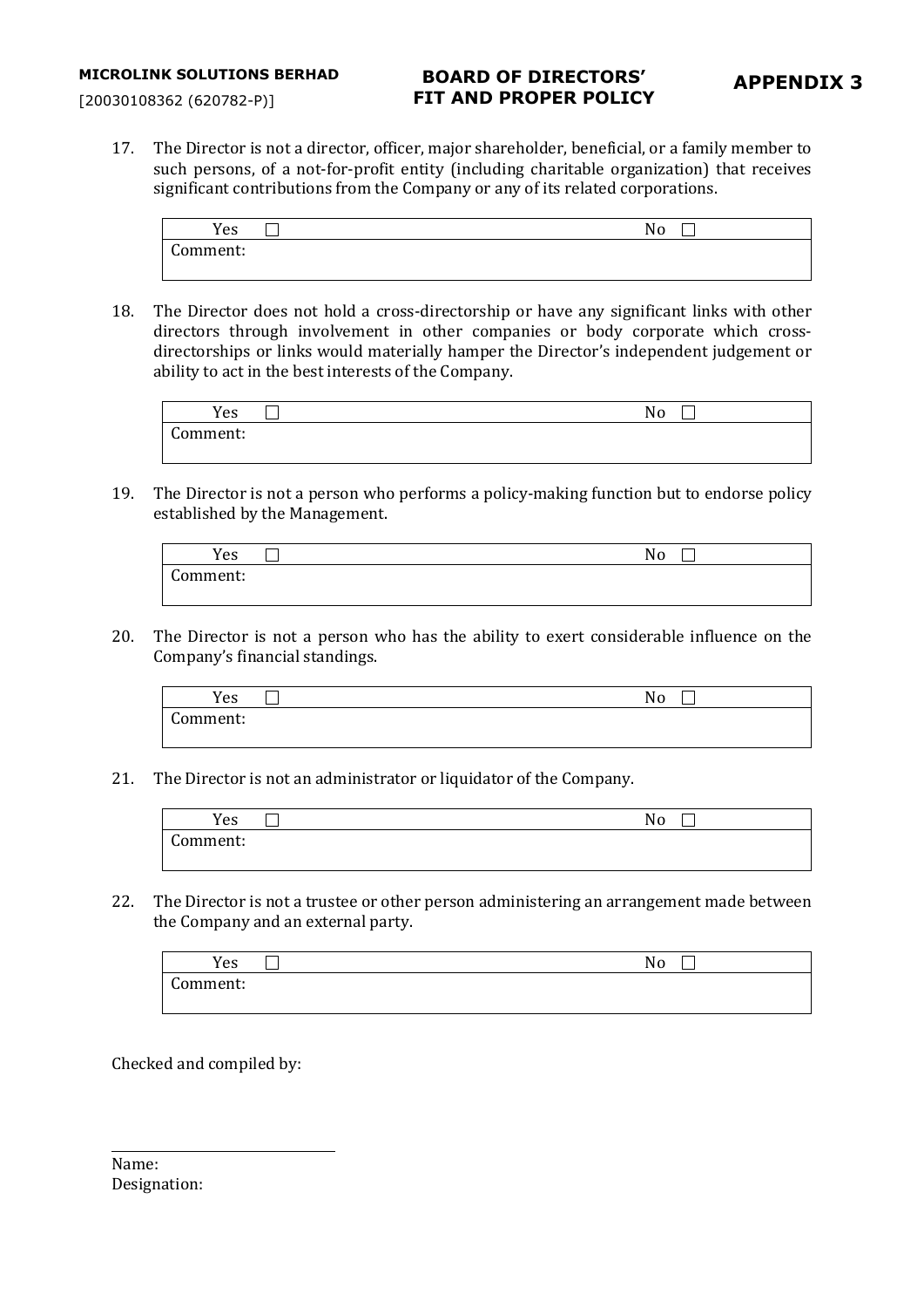17. The Director is not a director, officer, major shareholder, beneficial, or a family member to such persons, of a not-for-profit entity (including charitable organization) that receives significant contributions from the Company or any of its related corporations.

| Yes ☐ | No ☐ |
|---|---|
| Comment: | |

18. The Director does not hold a cross-directorship or have any significant links with other directors through involvement in other companies or body corporate which cross-directorships or links would materially hamper the Director's independent judgement or ability to act in the best interests of the Company.

| Yes ☐ | No ☐ |
|---|---|
| Comment: | |

19. The Director is not a person who performs a policy-making function but to endorse policy established by the Management.

| Yes ☐ | No ☐ |
|---|---|
| Comment: | |

20. The Director is not a person who has the ability to exert considerable influence on the Company's financial standings.

| Yes ☐ | No ☐ |
|---|---|
| Comment: | |

21. The Director is not an administrator or liquidator of the Company.

| Yes ☐ | No ☐ |
|---|---|
| Comment: | |

22. The Director is not a trustee or other person administering an arrangement made between the Company and an external party.

| Yes ☐ | No ☐ |
|---|---|
| Comment: | |

Checked and compiled by:

\_\_\_\_\_\_\_\_\_\_\_\_\_\_\_\_\_\_\_\_\_\_\_\_\_\_\_\_

Name:

Designation: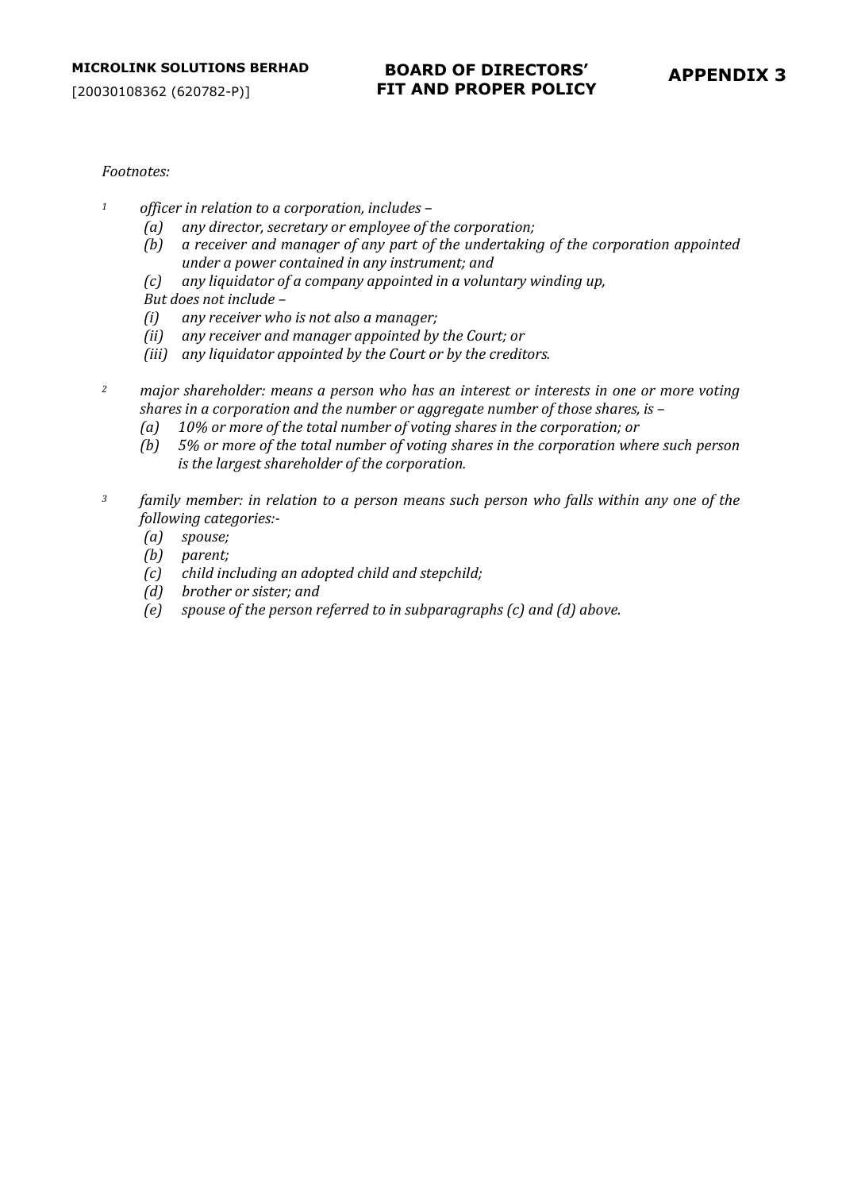*Footnotes:*

[1] *officer in relation to a corporation, includes –*

- *(a) any director, secretary or employee of the corporation;*
- *(b) a receiver and manager of any part of the undertaking of the corporation appointed under a power contained in any instrument; and*
- *(c) any liquidator of a company appointed in a voluntary winding up,*

*But does not include –*

- *(i) any receiver who is not also a manager;*
- *(ii) any receiver and manager appointed by the Court; or*
- *(iii) any liquidator appointed by the Court or by the creditors.*

[2] *major shareholder: means a person who has an interest or interests in one or more voting shares in a corporation and the number or aggregate number of those shares, is –*

- *(a) 10% or more of the total number of voting shares in the corporation; or*
- *(b) 5% or more of the total number of voting shares in the corporation where such person is the largest shareholder of the corporation.*

[3] *family member: in relation to a person means such person who falls within any one of the following categories:-*

- *(a) spouse;*
- *(b) parent;*
- *(c) child including an adopted child and stepchild;*
- *(d) brother or sister; and*
- *(e) spouse of the person referred to in subparagraphs (c) and (d) above.*